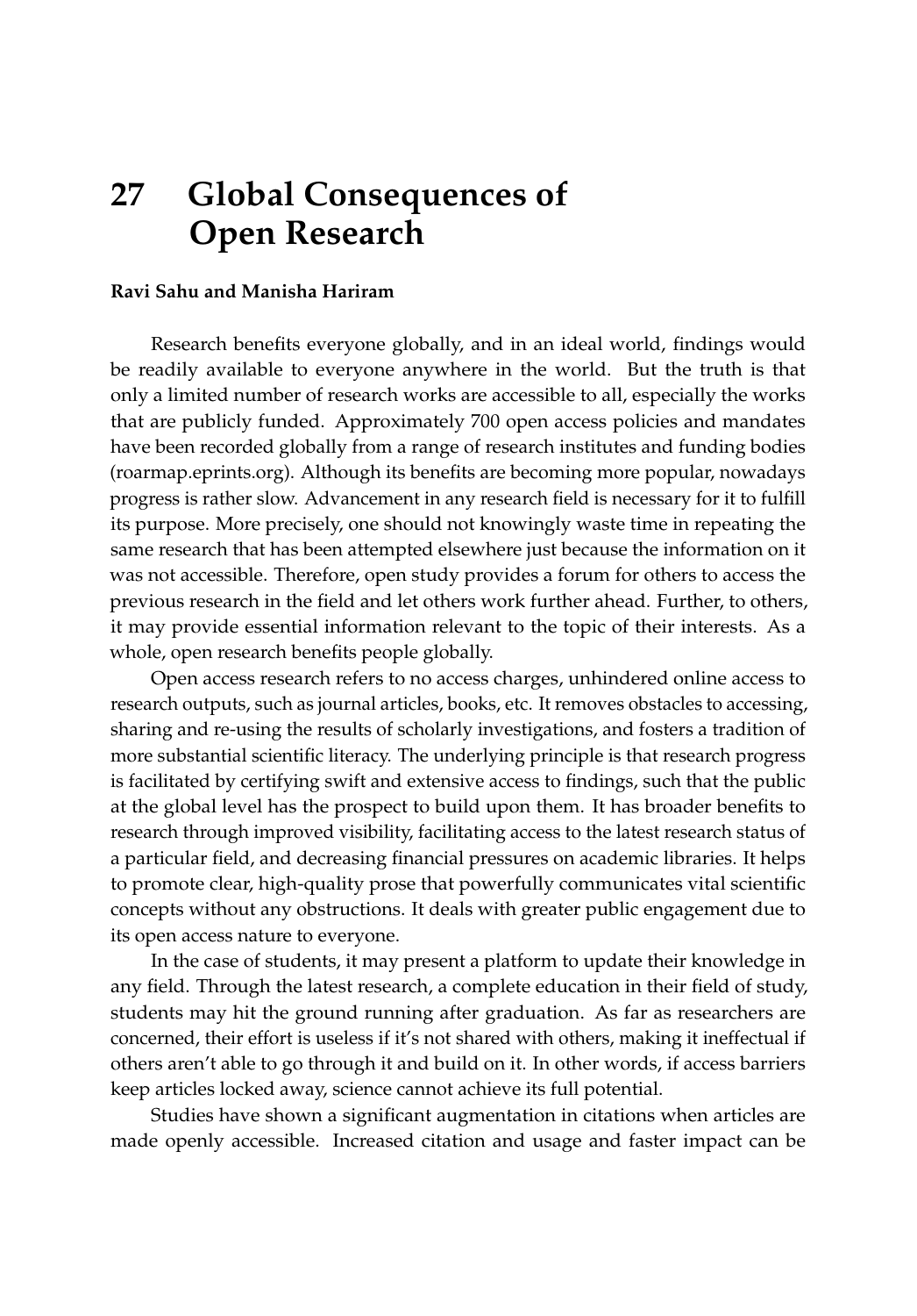# 27 Global Consequences of Open Research

**Ravi Sahu and Manisha Hariram**

Research benefits everyone globally, and in an ideal world, findings would be readily available to everyone anywhere in the world. But the truth is that only a limited number of research works are accessible to all, especially the works that are publicly funded. Approximately 700 open access policies and mandates have been recorded globally from a range of research institutes and funding bodies (roarmap.eprints.org). Although its benefits are becoming more popular, nowadays progress is rather slow. Advancement in any research field is necessary for it to fulfill its purpose. More precisely, one should not knowingly waste time in repeating the same research that has been attempted elsewhere just because the information on it was not accessible. Therefore, open study provides a forum for others to access the previous research in the field and let others work further ahead. Further, to others, it may provide essential information relevant to the topic of their interests. As a whole, open research benefits people globally.

Open access research refers to no access charges, unhindered online access to research outputs, such as journal articles, books, etc. It removes obstacles to accessing, sharing and re-using the results of scholarly investigations, and fosters a tradition of more substantial scientific literacy. The underlying principle is that research progress is facilitated by certifying swift and extensive access to findings, such that the public at the global level has the prospect to build upon them. It has broader benefits to research through improved visibility, facilitating access to the latest research status of a particular field, and decreasing financial pressures on academic libraries. It helps to promote clear, high-quality prose that powerfully communicates vital scientific concepts without any obstructions. It deals with greater public engagement due to its open access nature to everyone.

In the case of students, it may present a platform to update their knowledge in any field. Through the latest research, a complete education in their field of study, students may hit the ground running after graduation. As far as researchers are concerned, their effort is useless if it's not shared with others, making it ineffectual if others aren't able to go through it and build on it. In other words, if access barriers keep articles locked away, science cannot achieve its full potential.

Studies have shown a significant augmentation in citations when articles are made openly accessible. Increased citation and usage and faster impact can be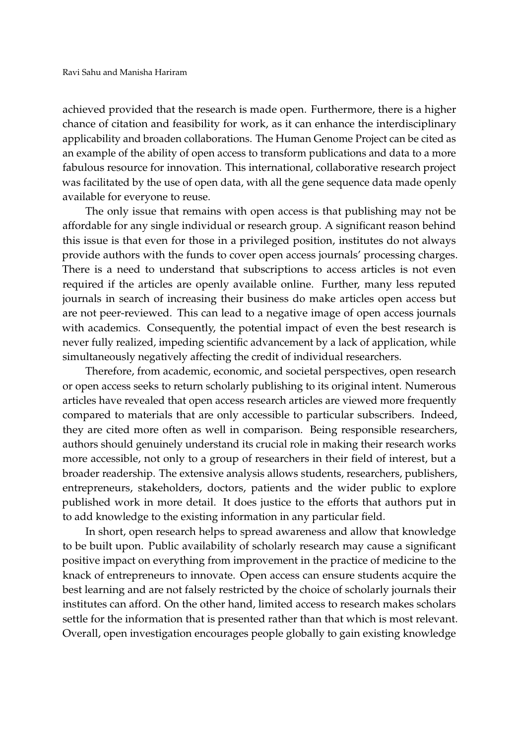achieved provided that the research is made open. Furthermore, there is a higher chance of citation and feasibility for work, as it can enhance the interdisciplinary applicability and broaden collaborations. The Human Genome Project can be cited as an example of the ability of open access to transform publications and data to a more fabulous resource for innovation. This international, collaborative research project was facilitated by the use of open data, with all the gene sequence data made openly available for everyone to reuse.

The only issue that remains with open access is that publishing may not be affordable for any single individual or research group. A significant reason behind this issue is that even for those in a privileged position, institutes do not always provide authors with the funds to cover open access journals' processing charges. There is a need to understand that subscriptions to access articles is not even required if the articles are openly available online. Further, many less reputed journals in search of increasing their business do make articles open access but are not peer-reviewed. This can lead to a negative image of open access journals with academics. Consequently, the potential impact of even the best research is never fully realized, impeding scientific advancement by a lack of application, while simultaneously negatively affecting the credit of individual researchers.

Therefore, from academic, economic, and societal perspectives, open research or open access seeks to return scholarly publishing to its original intent. Numerous articles have revealed that open access research articles are viewed more frequently compared to materials that are only accessible to particular subscribers. Indeed, they are cited more often as well in comparison. Being responsible researchers, authors should genuinely understand its crucial role in making their research works more accessible, not only to a group of researchers in their field of interest, but a broader readership. The extensive analysis allows students, researchers, publishers, entrepreneurs, stakeholders, doctors, patients and the wider public to explore published work in more detail. It does justice to the efforts that authors put in to add knowledge to the existing information in any particular field.

In short, open research helps to spread awareness and allow that knowledge to be built upon. Public availability of scholarly research may cause a significant positive impact on everything from improvement in the practice of medicine to the knack of entrepreneurs to innovate. Open access can ensure students acquire the best learning and are not falsely restricted by the choice of scholarly journals their institutes can afford. On the other hand, limited access to research makes scholars settle for the information that is presented rather than that which is most relevant. Overall, open investigation encourages people globally to gain existing knowledge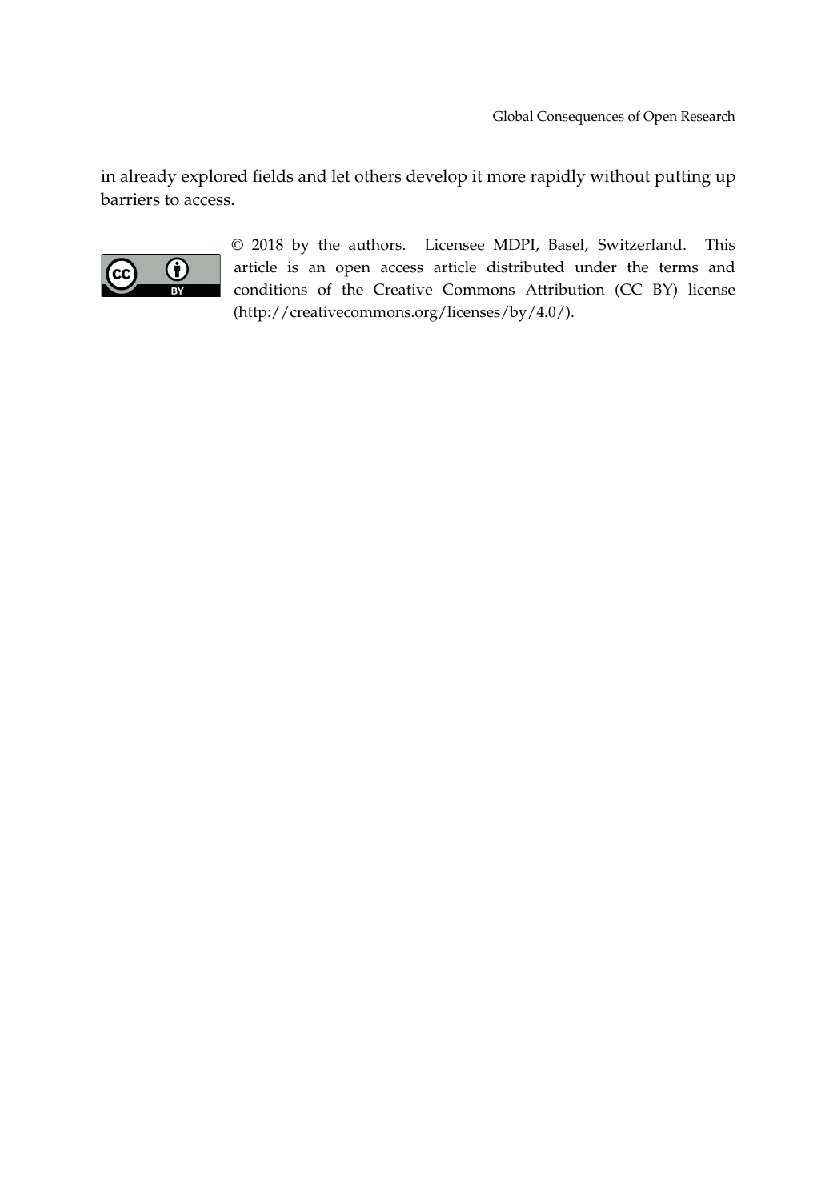in already explored fields and let others develop it more rapidly without putting up barriers to access.

© 2018 by the authors. Licensee MDPI, Basel, Switzerland. This article is an open access article distributed under the terms and conditions of the Creative Commons Attribution (CC BY) license (http://creativecommons.org/licenses/by/4.0/).